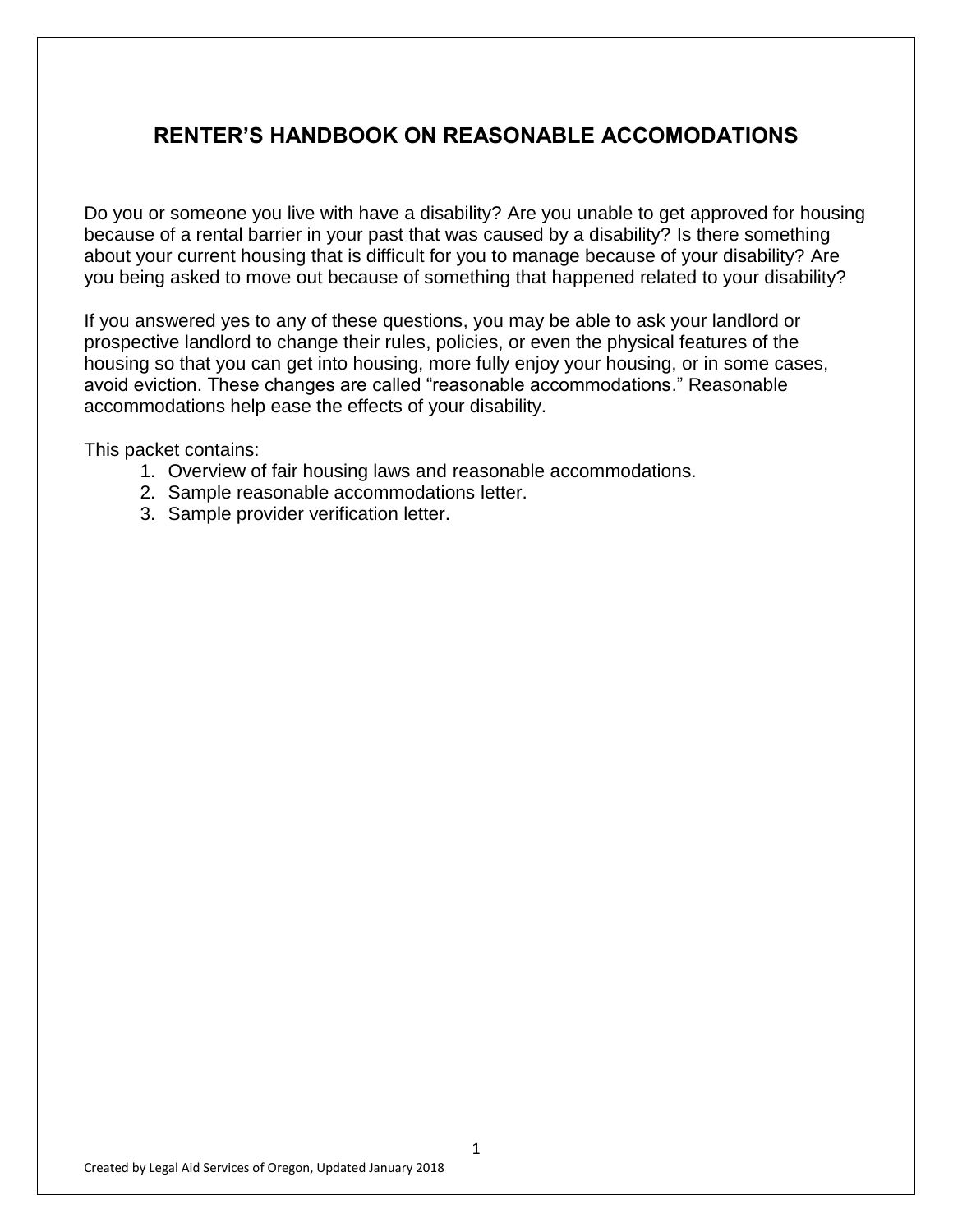# RENTER'S HANDBOOK ON REASONABLE ACCOMODATIONS

Do you or someone you live with have a disability? Are you unable to get approved for housing because of a rental barrier in your past that was caused by a disability? Is there something about your current housing that is difficult for you to manage because of your disability? Are you being asked to move out because of something that happened related to your disability?

If you answered yes to any of these questions, you may be able to ask your landlord or prospective landlord to change their rules, policies, or even the physical features of the housing so that you can get into housing, more fully enjoy your housing, or in some cases, avoid eviction. These changes are called "reasonable accommodations." Reasonable accommodations help ease the effects of your disability.

This packet contains:

1. Overview of fair housing laws and reasonable accommodations.
2. Sample reasonable accommodations letter.
3. Sample provider verification letter.

Created by Legal Aid Services of Oregon, Updated January 2018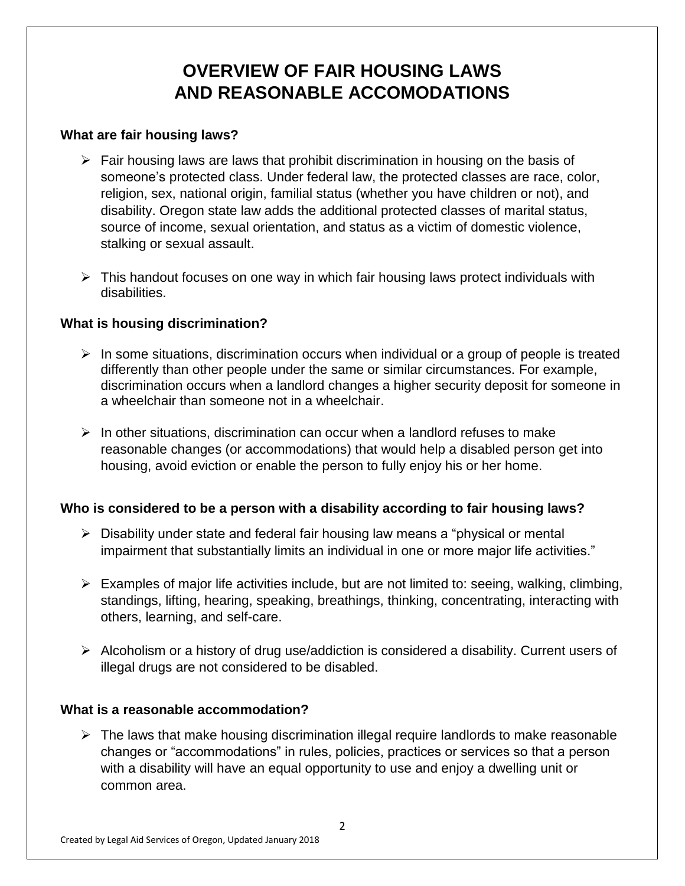# OVERVIEW OF FAIR HOUSING LAWS AND REASONABLE ACCOMODATIONS

**What are fair housing laws?**

- Fair housing laws are laws that prohibit discrimination in housing on the basis of someone's protected class. Under federal law, the protected classes are race, color, religion, sex, national origin, familial status (whether you have children or not), and disability. Oregon state law adds the additional protected classes of marital status, source of income, sexual orientation, and status as a victim of domestic violence, stalking or sexual assault.
- This handout focuses on one way in which fair housing laws protect individuals with disabilities.

**What is housing discrimination?**

- In some situations, discrimination occurs when individual or a group of people is treated differently than other people under the same or similar circumstances. For example, discrimination occurs when a landlord changes a higher security deposit for someone in a wheelchair than someone not in a wheelchair.
- In other situations, discrimination can occur when a landlord refuses to make reasonable changes (or accommodations) that would help a disabled person get into housing, avoid eviction or enable the person to fully enjoy his or her home.

**Who is considered to be a person with a disability according to fair housing laws?**

- Disability under state and federal fair housing law means a "physical or mental impairment that substantially limits an individual in one or more major life activities."
- Examples of major life activities include, but are not limited to: seeing, walking, climbing, standings, lifting, hearing, speaking, breathings, thinking, concentrating, interacting with others, learning, and self-care.
- Alcoholism or a history of drug use/addiction is considered a disability. Current users of illegal drugs are not considered to be disabled.

**What is a reasonable accommodation?**

- The laws that make housing discrimination illegal require landlords to make reasonable changes or "accommodations" in rules, policies, practices or services so that a person with a disability will have an equal opportunity to use and enjoy a dwelling unit or common area.

Created by Legal Aid Services of Oregon, Updated January 2018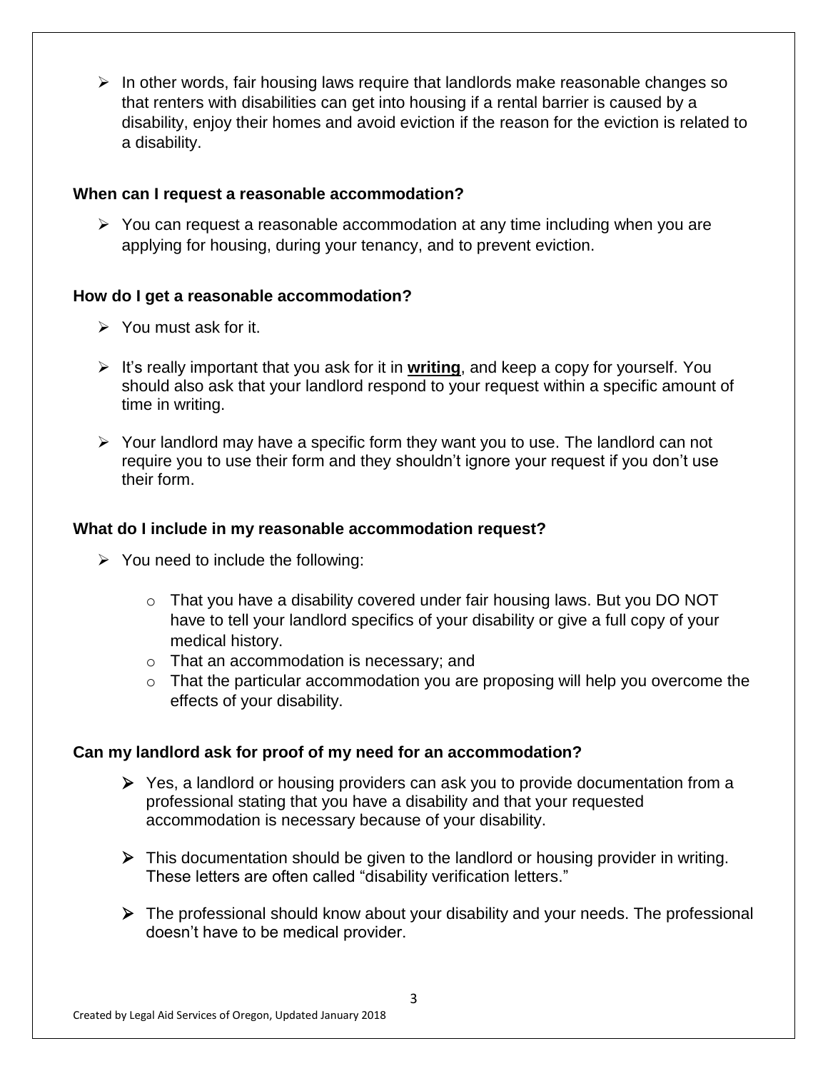- In other words, fair housing laws require that landlords make reasonable changes so that renters with disabilities can get into housing if a rental barrier is caused by a disability, enjoy their homes and avoid eviction if the reason for the eviction is related to a disability.

**When can I request a reasonable accommodation?**

- You can request a reasonable accommodation at any time including when you are applying for housing, during your tenancy, and to prevent eviction.

**How do I get a reasonable accommodation?**

- You must ask for it.
- It's really important that you ask for it in **writing**, and keep a copy for yourself. You should also ask that your landlord respond to your request within a specific amount of time in writing.
- Your landlord may have a specific form they want you to use. The landlord can not require you to use their form and they shouldn't ignore your request if you don't use their form.

**What do I include in my reasonable accommodation request?**

- You need to include the following:
  - That you have a disability covered under fair housing laws. But you DO NOT have to tell your landlord specifics of your disability or give a full copy of your medical history.
  - That an accommodation is necessary; and
  - That the particular accommodation you are proposing will help you overcome the effects of your disability.

**Can my landlord ask for proof of my need for an accommodation?**

- Yes, a landlord or housing providers can ask you to provide documentation from a professional stating that you have a disability and that your requested accommodation is necessary because of your disability.
- This documentation should be given to the landlord or housing provider in writing. These letters are often called "disability verification letters."
- The professional should know about your disability and your needs. The professional doesn't have to be medical provider.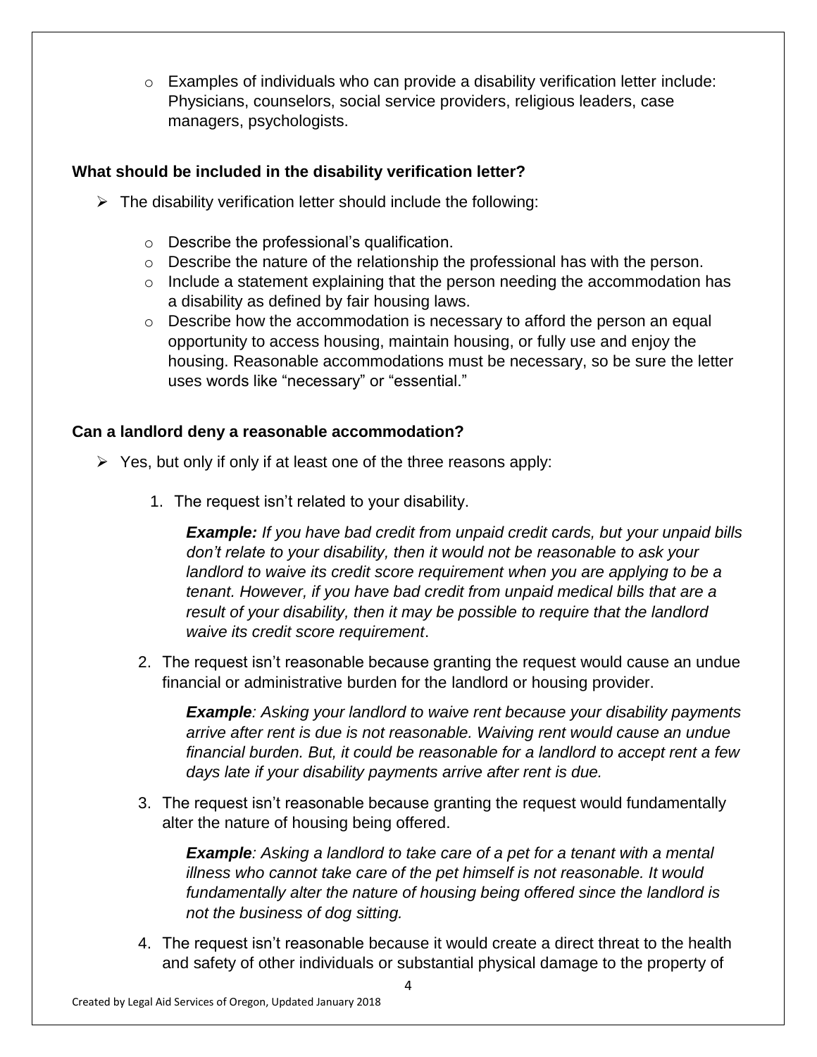- Examples of individuals who can provide a disability verification letter include: Physicians, counselors, social service providers, religious leaders, case managers, psychologists.

**What should be included in the disability verification letter?**

- The disability verification letter should include the following:
  - Describe the professional's qualification.
  - Describe the nature of the relationship the professional has with the person.
  - Include a statement explaining that the person needing the accommodation has a disability as defined by fair housing laws.
  - Describe how the accommodation is necessary to afford the person an equal opportunity to access housing, maintain housing, or fully use and enjoy the housing. Reasonable accommodations must be necessary, so be sure the letter uses words like "necessary" or "essential."

**Can a landlord deny a reasonable accommodation?**

- Yes, but only if only if at least one of the three reasons apply:

  1. The request isn't related to your disability.

     ***Example:*** *If you have bad credit from unpaid credit cards, but your unpaid bills don't relate to your disability, then it would not be reasonable to ask your landlord to waive its credit score requirement when you are applying to be a tenant. However, if you have bad credit from unpaid medical bills that are a result of your disability, then it may be possible to require that the landlord waive its credit score requirement*.

  2. The request isn't reasonable because granting the request would cause an undue financial or administrative burden for the landlord or housing provider.

     ***Example****: Asking your landlord to waive rent because your disability payments arrive after rent is due is not reasonable. Waiving rent would cause an undue financial burden. But, it could be reasonable for a landlord to accept rent a few days late if your disability payments arrive after rent is due.*

  3. The request isn't reasonable because granting the request would fundamentally alter the nature of housing being offered.

     ***Example****: Asking a landlord to take care of a pet for a tenant with a mental illness who cannot take care of the pet himself is not reasonable. It would fundamentally alter the nature of housing being offered since the landlord is not the business of dog sitting.*

  4. The request isn't reasonable because it would create a direct threat to the health and safety of other individuals or substantial physical damage to the property of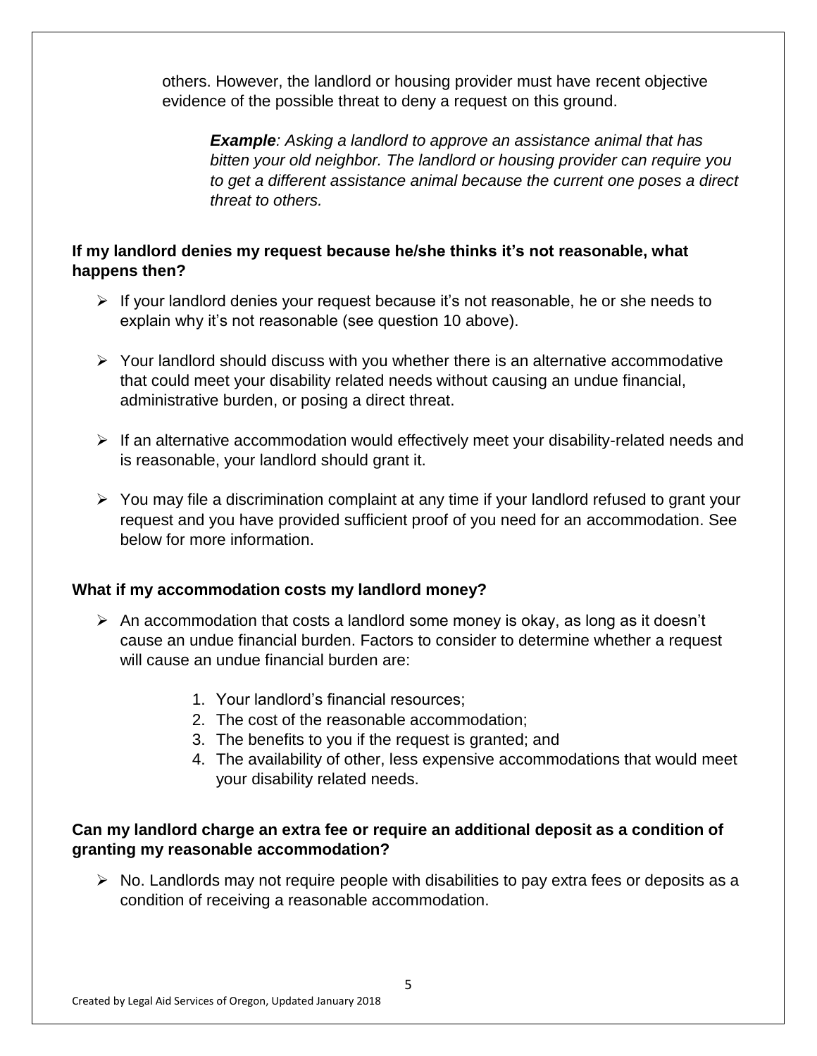others. However, the landlord or housing provider must have recent objective evidence of the possible threat to deny a request on this ground.

> ***Example**: Asking a landlord to approve an assistance animal that has bitten your old neighbor. The landlord or housing provider can require you to get a different assistance animal because the current one poses a direct threat to others.*

**If my landlord denies my request because he/she thinks it's not reasonable, what happens then?**

- If your landlord denies your request because it's not reasonable, he or she needs to explain why it's not reasonable (see question 10 above).
- Your landlord should discuss with you whether there is an alternative accommodative that could meet your disability related needs without causing an undue financial, administrative burden, or posing a direct threat.
- If an alternative accommodation would effectively meet your disability-related needs and is reasonable, your landlord should grant it.
- You may file a discrimination complaint at any time if your landlord refused to grant your request and you have provided sufficient proof of you need for an accommodation. See below for more information.

**What if my accommodation costs my landlord money?**

- An accommodation that costs a landlord some money is okay, as long as it doesn't cause an undue financial burden. Factors to consider to determine whether a request will cause an undue financial burden are:
  1. Your landlord's financial resources;
  2. The cost of the reasonable accommodation;
  3. The benefits to you if the request is granted; and
  4. The availability of other, less expensive accommodations that would meet your disability related needs.

**Can my landlord charge an extra fee or require an additional deposit as a condition of granting my reasonable accommodation?**

- No. Landlords may not require people with disabilities to pay extra fees or deposits as a condition of receiving a reasonable accommodation.

Created by Legal Aid Services of Oregon, Updated January 2018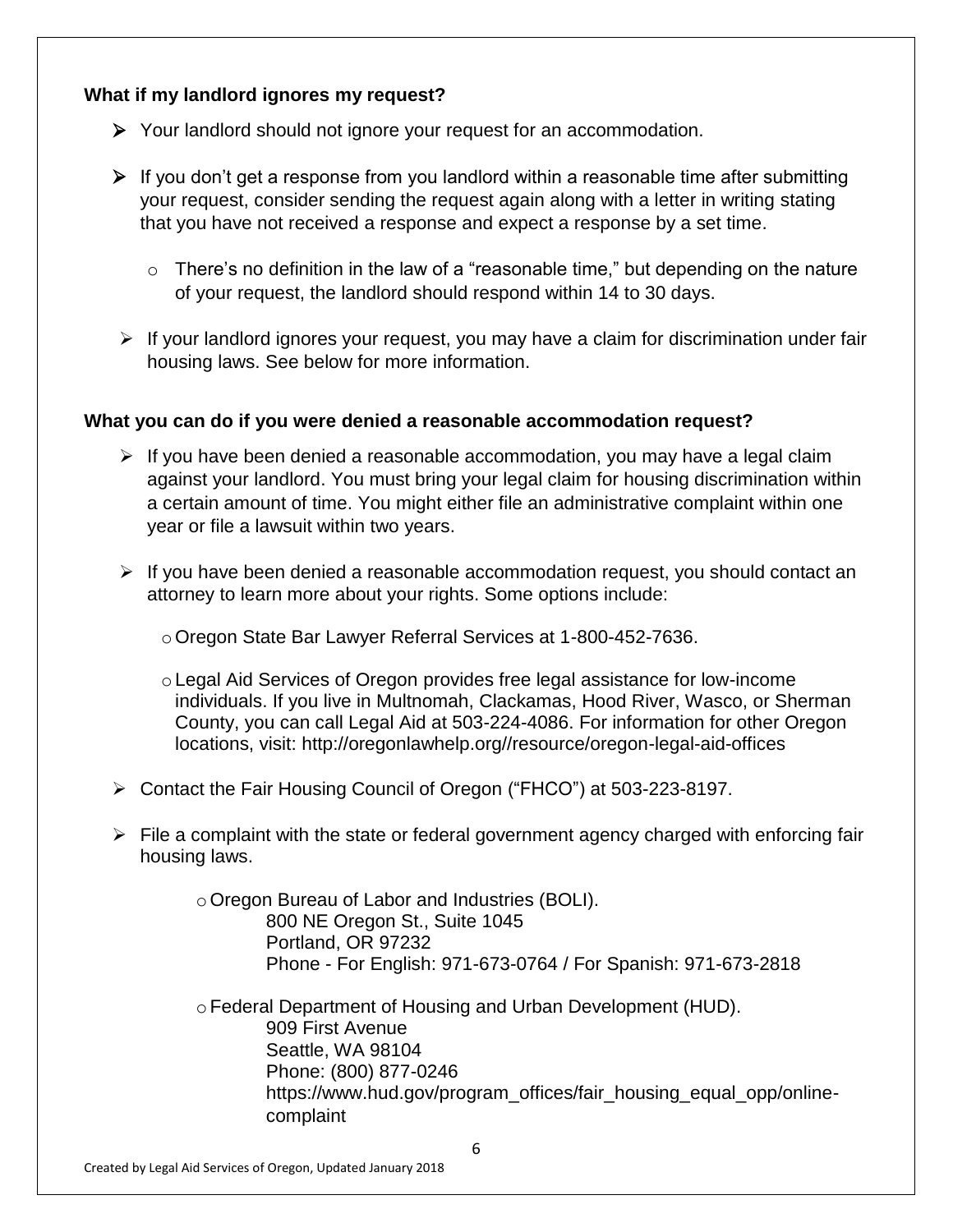### What if my landlord ignores my request?

- Your landlord should not ignore your request for an accommodation.
- If you don't get a response from you landlord within a reasonable time after submitting your request, consider sending the request again along with a letter in writing stating that you have not received a response and expect a response by a set time.
  - There's no definition in the law of a "reasonable time," but depending on the nature of your request, the landlord should respond within 14 to 30 days.
- If your landlord ignores your request, you may have a claim for discrimination under fair housing laws. See below for more information.

### What you can do if you were denied a reasonable accommodation request?

- If you have been denied a reasonable accommodation, you may have a legal claim against your landlord. You must bring your legal claim for housing discrimination within a certain amount of time. You might either file an administrative complaint within one year or file a lawsuit within two years.
- If you have been denied a reasonable accommodation request, you should contact an attorney to learn more about your rights. Some options include:
  - Oregon State Bar Lawyer Referral Services at 1-800-452-7636.
  - Legal Aid Services of Oregon provides free legal assistance for low-income individuals. If you live in Multnomah, Clackamas, Hood River, Wasco, or Sherman County, you can call Legal Aid at 503-224-4086. For information for other Oregon locations, visit: http://oregonlawhelp.org//resource/oregon-legal-aid-offices
- Contact the Fair Housing Council of Oregon ("FHCO") at 503-223-8197.
- File a complaint with the state or federal government agency charged with enforcing fair housing laws.
  - Oregon Bureau of Labor and Industries (BOLI).
    800 NE Oregon St., Suite 1045
    Portland, OR 97232
    Phone - For English: 971-673-0764 / For Spanish: 971-673-2818
  - Federal Department of Housing and Urban Development (HUD).
    909 First Avenue
    Seattle, WA 98104
    Phone: (800) 877-0246
    https://www.hud.gov/program_offices/fair_housing_equal_opp/online-complaint

Created by Legal Aid Services of Oregon, Updated January 2018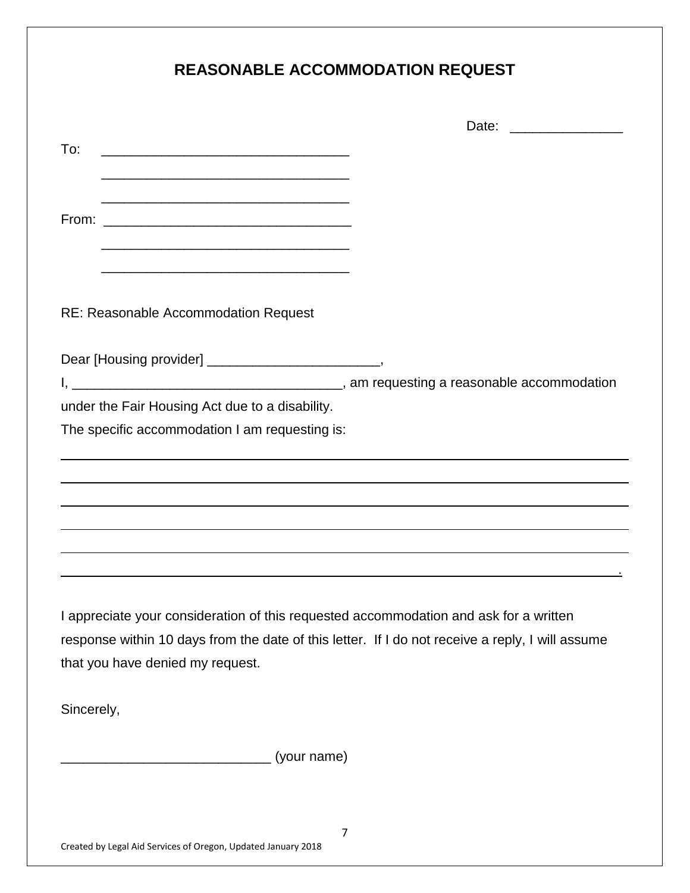# REASONABLE ACCOMMODATION REQUEST

Date: _______________

To: _________________________________

_________________________________

_________________________________

From: _________________________________

_________________________________

_________________________________

RE: Reasonable Accommodation Request

Dear [Housing provider] _______________________,

I, ____________________________________, am requesting a reasonable accommodation under the Fair Housing Act due to a disability.

The specific accommodation I am requesting is:

_____________________________________________________________________________

_____________________________________________________________________________

_____________________________________________________________________________

_____________________________________________________________________________

_____________________________________________________________________________

_____________________________________________________________________________.

I appreciate your consideration of this requested accommodation and ask for a written response within 10 days from the date of this letter. If I do not receive a reply, I will assume that you have denied my request.

Sincerely,

____________________________ (your name)

Created by Legal Aid Services of Oregon, Updated January 2018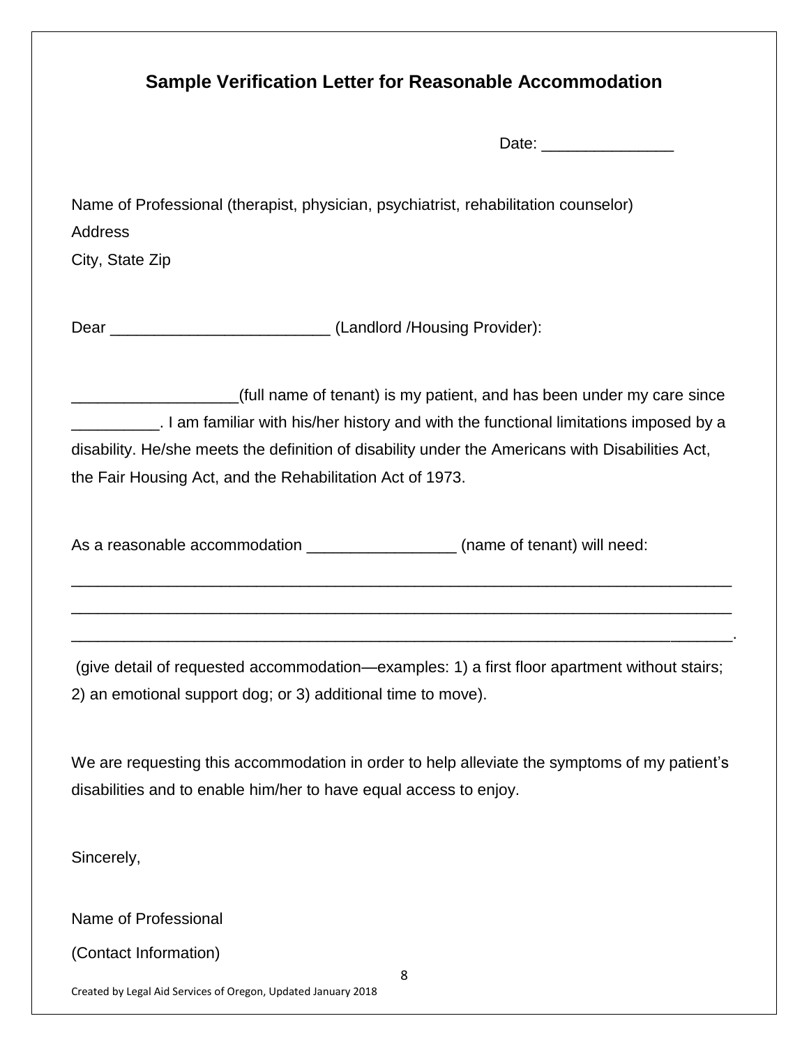## Sample Verification Letter for Reasonable Accommodation

Date: _______________

Name of Professional (therapist, physician, psychiatrist, rehabilitation counselor)
Address
City, State Zip

Dear _________________________ (Landlord /Housing Provider):

___________________(full name of tenant) is my patient, and has been under my care since __________. I am familiar with his/her history and with the functional limitations imposed by a disability. He/she meets the definition of disability under the Americans with Disabilities Act, the Fair Housing Act, and the Rehabilitation Act of 1973.

As a reasonable accommodation _________________ (name of tenant) will need:

____________________________________________________________________________
____________________________________________________________________________
____________________________________________________________________________.

(give detail of requested accommodation—examples: 1) a first floor apartment without stairs; 2) an emotional support dog; or 3) additional time to move).

We are requesting this accommodation in order to help alleviate the symptoms of my patient's disabilities and to enable him/her to have equal access to enjoy.

Sincerely,

Name of Professional

(Contact Information)

Created by Legal Aid Services of Oregon, Updated January 2018